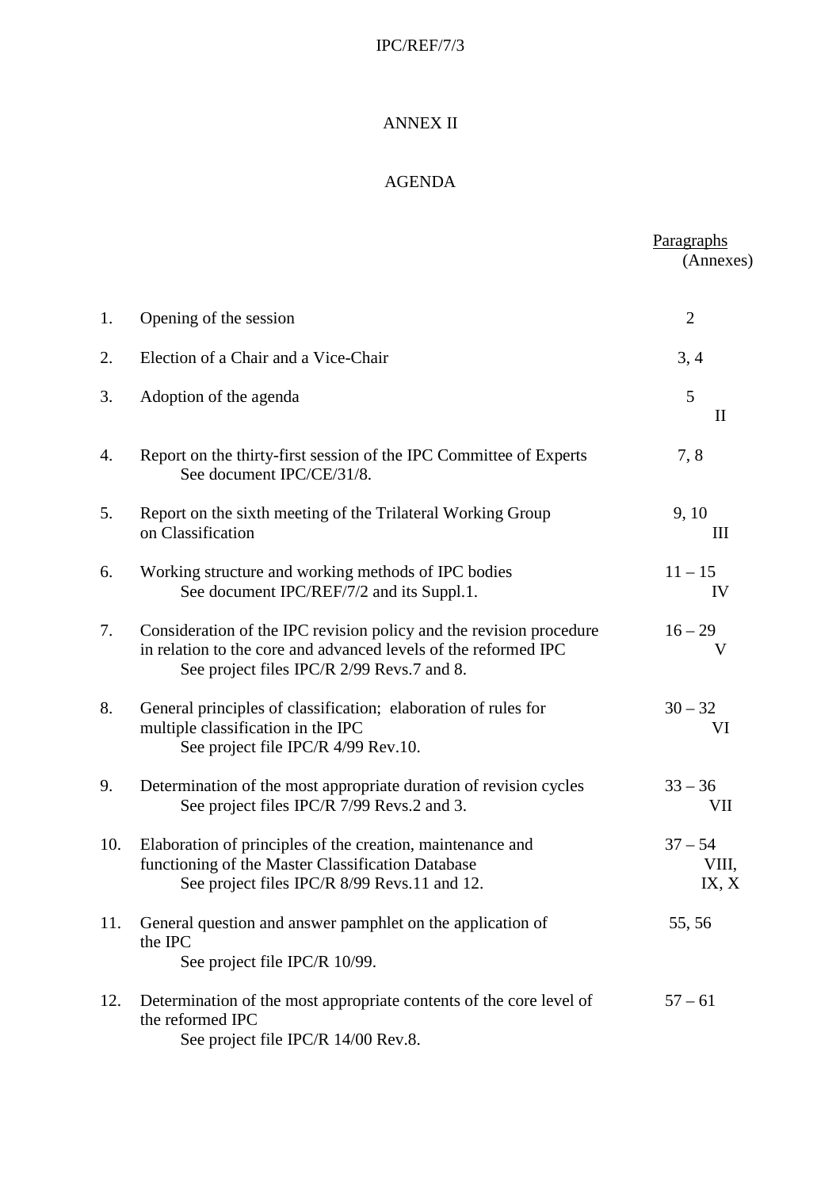ANNEX II

AGENDA

| | | Paragraphs (Annexes) |
|---|---|---|
| 1. | Opening of the session | 2 |
| 2. | Election of a Chair and a Vice-Chair | 3, 4 |
| 3. | Adoption of the agenda | 5 II |
| 4. | Report on the thirty-first session of the IPC Committee of Experts<br>See document IPC/CE/31/8. | 7, 8 |
| 5. | Report on the sixth meeting of the Trilateral Working Group on Classification | 9, 10 III |
| 6. | Working structure and working methods of IPC bodies<br>See document IPC/REF/7/2 and its Suppl.1. | 11 – 15 IV |
| 7. | Consideration of the IPC revision policy and the revision procedure in relation to the core and advanced levels of the reformed IPC<br>See project files IPC/R 2/99 Revs.7 and 8. | 16 – 29 V |
| 8. | General principles of classification; elaboration of rules for multiple classification in the IPC<br>See project file IPC/R 4/99 Rev.10. | 30 – 32 VI |
| 9. | Determination of the most appropriate duration of revision cycles<br>See project files IPC/R 7/99 Revs.2 and 3. | 33 – 36 VII |
| 10. | Elaboration of principles of the creation, maintenance and functioning of the Master Classification Database<br>See project files IPC/R 8/99 Revs.11 and 12. | 37 – 54 VIII, IX, X |
| 11. | General question and answer pamphlet on the application of the IPC<br>See project file IPC/R 10/99. | 55, 56 |
| 12. | Determination of the most appropriate contents of the core level of the reformed IPC<br>See project file IPC/R 14/00 Rev.8. | 57 – 61 |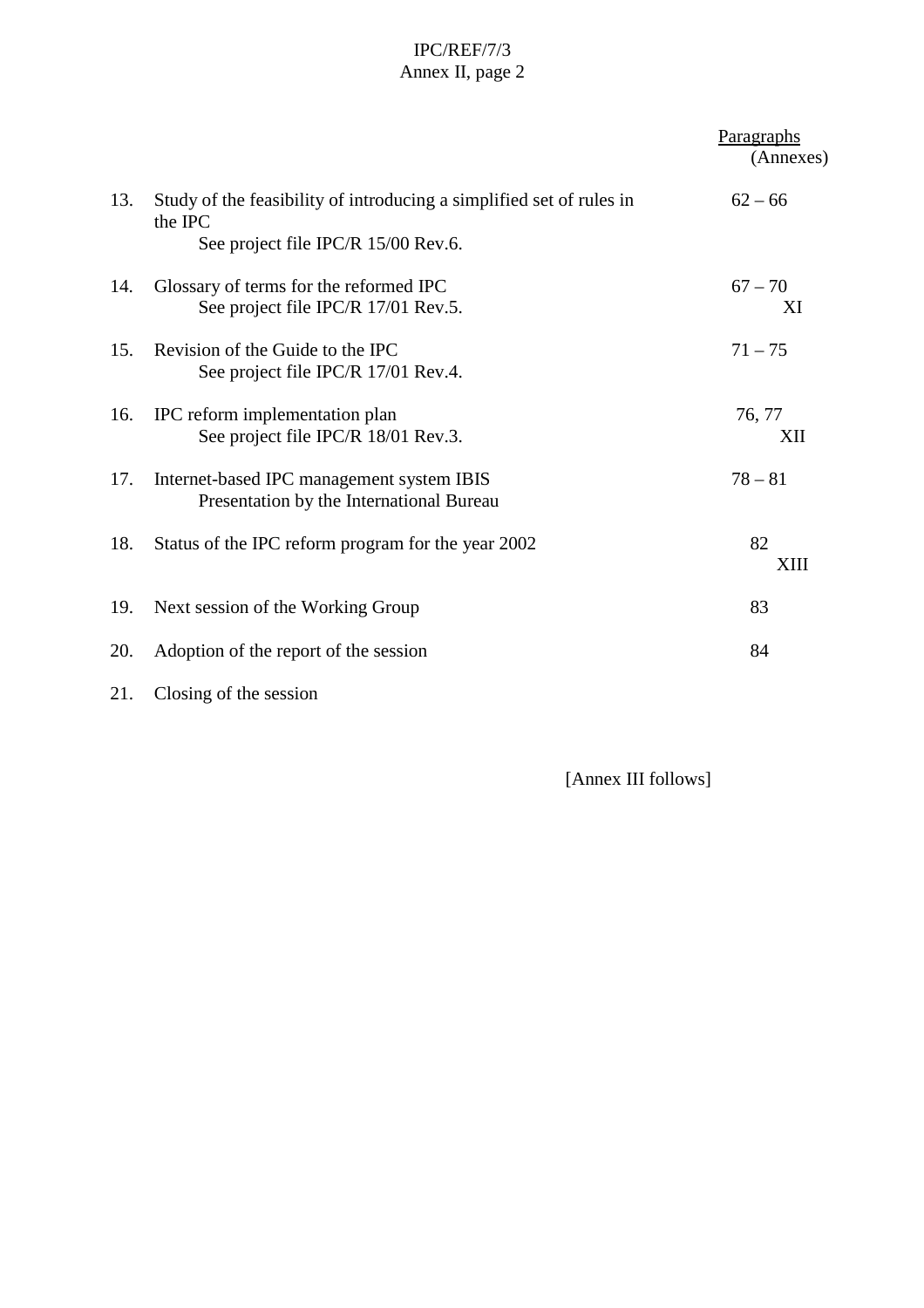| | | Paragraphs (Annexes) |
|---|---|---|
| 13. | Study of the feasibility of introducing a simplified set of rules in the IPC<br>See project file IPC/R 15/00 Rev.6. | 62 – 66 |
| 14. | Glossary of terms for the reformed IPC<br>See project file IPC/R 17/01 Rev.5. | 67 – 70<br>XI |
| 15. | Revision of the Guide to the IPC<br>See project file IPC/R 17/01 Rev.4. | 71 – 75 |
| 16. | IPC reform implementation plan<br>See project file IPC/R 18/01 Rev.3. | 76, 77<br>XII |
| 17. | Internet-based IPC management system IBIS<br>Presentation by the International Bureau | 78 – 81 |
| 18. | Status of the IPC reform program for the year 2002 | 82<br>XIII |
| 19. | Next session of the Working Group | 83 |
| 20. | Adoption of the report of the session | 84 |
| 21. | Closing of the session | |

[Annex III follows]